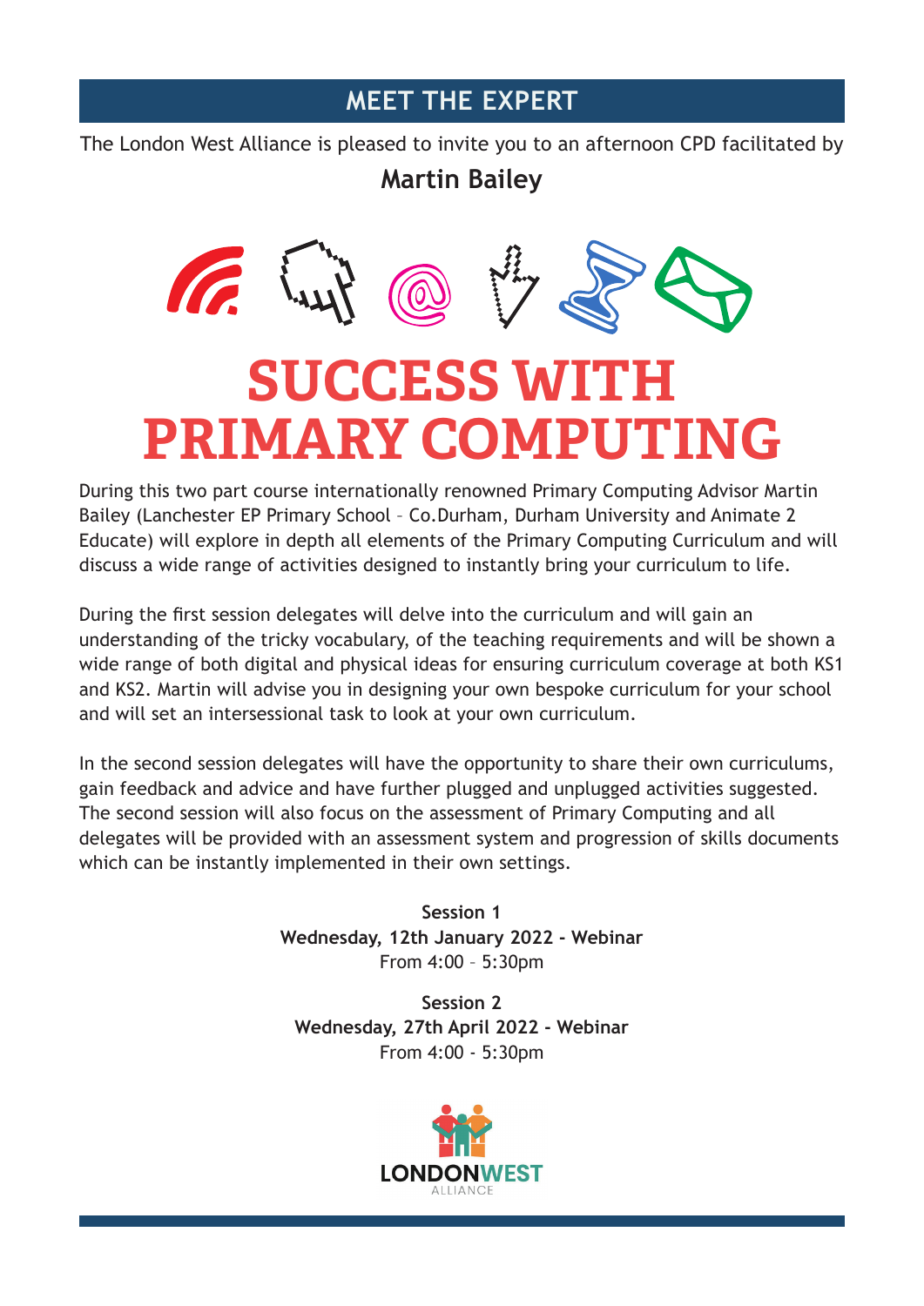## MEET THE EXPERT

The London West Alliance is pleased to invite you to an afternoon CPD facilitated by

**Martin Bailey**

# SUCCESS WITH PRIMARY COMPUTING

During this two part course internationally renowned Primary Computing Advisor Martin Bailey (Lanchester EP Primary School – Co.Durham, Durham University and Animate 2 Educate) will explore in depth all elements of the Primary Computing Curriculum and will discuss a wide range of activities designed to instantly bring your curriculum to life.

During the first session delegates will delve into the curriculum and will gain an understanding of the tricky vocabulary, of the teaching requirements and will be shown a wide range of both digital and physical ideas for ensuring curriculum coverage at both KS1 and KS2. Martin will advise you in designing your own bespoke curriculum for your school and will set an intersessional task to look at your own curriculum.

In the second session delegates will have the opportunity to share their own curriculums, gain feedback and advice and have further plugged and unplugged activities suggested. The second session will also focus on the assessment of Primary Computing and all delegates will be provided with an assessment system and progression of skills documents which can be instantly implemented in their own settings.

**Session 1**
**Wednesday, 12th January 2022 - Webinar**
From 4:00 – 5:30pm

**Session 2**
**Wednesday, 27th April 2022 - Webinar**
From 4:00 - 5:30pm

LONDONWEST
ALLIANCE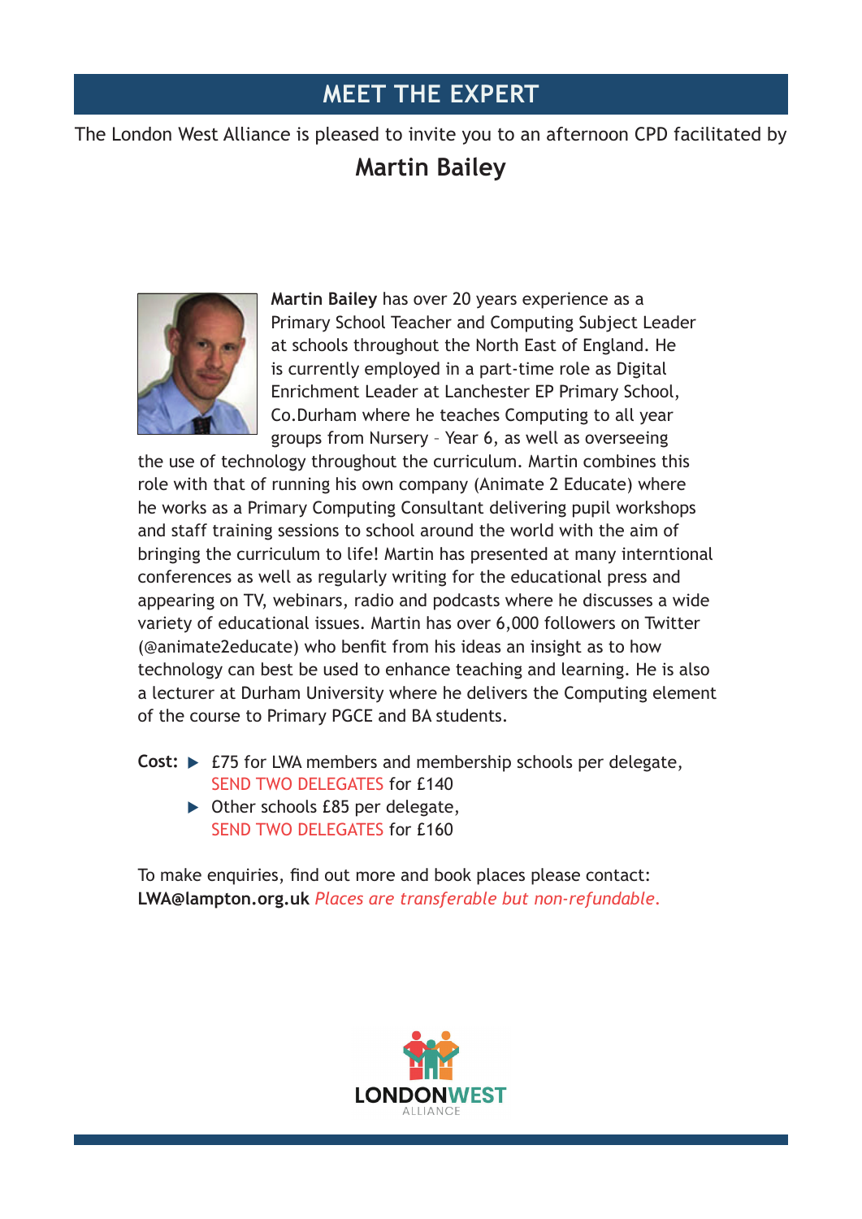# MEET THE EXPERT

The London West Alliance is pleased to invite you to an afternoon CPD facilitated by

## Martin Bailey

**Martin Bailey** has over 20 years experience as a Primary School Teacher and Computing Subject Leader at schools throughout the North East of England. He is currently employed in a part-time role as Digital Enrichment Leader at Lanchester EP Primary School, Co.Durham where he teaches Computing to all year groups from Nursery – Year 6, as well as overseeing the use of technology throughout the curriculum. Martin combines this role with that of running his own company (Animate 2 Educate) where he works as a Primary Computing Consultant delivering pupil workshops and staff training sessions to school around the world with the aim of bringing the curriculum to life! Martin has presented at many interntional conferences as well as regularly writing for the educational press and appearing on TV, webinars, radio and podcasts where he discusses a wide variety of educational issues. Martin has over 6,000 followers on Twitter (@animate2educate) who benfit from his ideas an insight as to how technology can best be used to enhance teaching and learning. He is also a lecturer at Durham University where he delivers the Computing element of the course to Primary PGCE and BA students.

**Cost:**
- £75 for LWA members and membership schools per delegate, SEND TWO DELEGATES for £140
- Other schools £85 per delegate, SEND TWO DELEGATES for £160

To make enquiries, find out more and book places please contact: **LWA@lampton.org.uk** *Places are transferable but non-refundable.*

LONDONWEST ALLIANCE